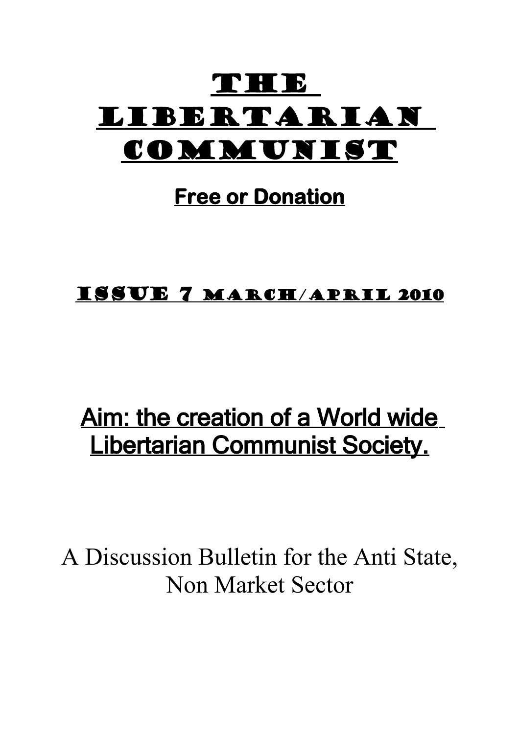# The Libertarian Communist

**Free or Donation**

**Issue 7 March/April 2010**

## Aim: the creation of a World wide Libertarian Communist Society.

A Discussion Bulletin for the Anti State, Non Market Sector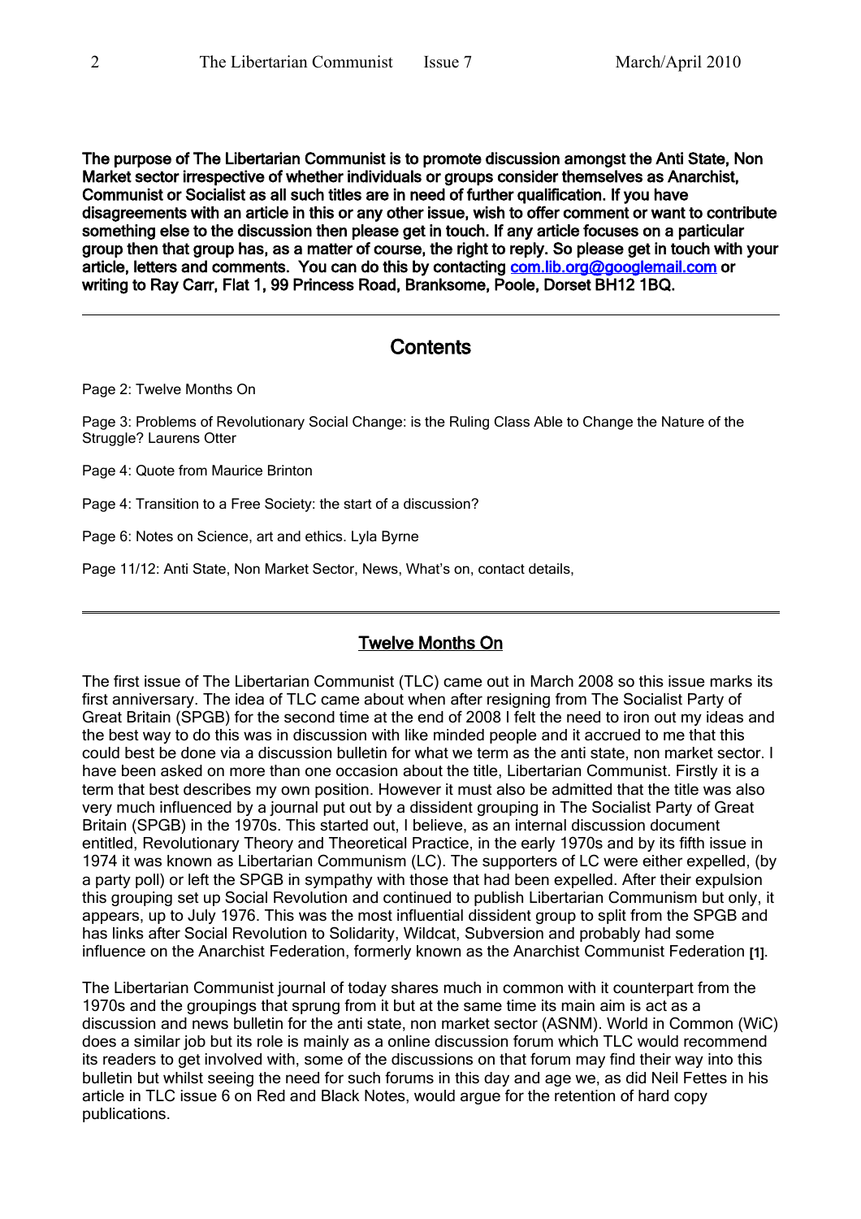**The purpose of The Libertarian Communist is to promote discussion amongst the Anti State, Non Market sector irrespective of whether individuals or groups consider themselves as Anarchist, Communist or Socialist as all such titles are in need of further qualification. If you have disagreements with an article in this or any other issue, wish to offer comment or want to contribute something else to the discussion then please get in touch. If any article focuses on a particular group then that group has, as a matter of course, the right to reply. So please get in touch with your article, letters and comments. You can do this by contacting com.lib.org@googlemail.com or writing to Ray Carr, Flat 1, 99 Princess Road, Branksome, Poole, Dorset BH12 1BQ.**

---

## Contents

Page 2: Twelve Months On

Page 3: Problems of Revolutionary Social Change: is the Ruling Class Able to Change the Nature of the Struggle? Laurens Otter

Page 4: Quote from Maurice Brinton

Page 4: Transition to a Free Society: the start of a discussion?

Page 6: Notes on Science, art and ethics. Lyla Byrne

Page 11/12: Anti State, Non Market Sector, News, What's on, contact details,

---

## Twelve Months On

The first issue of The Libertarian Communist (TLC) came out in March 2008 so this issue marks its first anniversary. The idea of TLC came about when after resigning from The Socialist Party of Great Britain (SPGB) for the second time at the end of 2008 I felt the need to iron out my ideas and the best way to do this was in discussion with like minded people and it accrued to me that this could best be done via a discussion bulletin for what we term as the anti state, non market sector. I have been asked on more than one occasion about the title, Libertarian Communist. Firstly it is a term that best describes my own position. However it must also be admitted that the title was also very much influenced by a journal put out by a dissident grouping in The Socialist Party of Great Britain (SPGB) in the 1970s. This started out, I believe, as an internal discussion document entitled, Revolutionary Theory and Theoretical Practice, in the early 1970s and by its fifth issue in 1974 it was known as Libertarian Communism (LC). The supporters of LC were either expelled, (by a party poll) or left the SPGB in sympathy with those that had been expelled. After their expulsion this grouping set up Social Revolution and continued to publish Libertarian Communism but only, it appears, up to July 1976. This was the most influential dissident group to split from the SPGB and has links after Social Revolution to Solidarity, Wildcat, Subversion and probably had some influence on the Anarchist Federation, formerly known as the Anarchist Communist Federation **[1]**.

The Libertarian Communist journal of today shares much in common with it counterpart from the 1970s and the groupings that sprung from it but at the same time its main aim is act as a discussion and news bulletin for the anti state, non market sector (ASNM). World in Common (WiC) does a similar job but its role is mainly as a online discussion forum which TLC would recommend its readers to get involved with, some of the discussions on that forum may find their way into this bulletin but whilst seeing the need for such forums in this day and age we, as did Neil Fettes in his article in TLC issue 6 on Red and Black Notes, would argue for the retention of hard copy publications.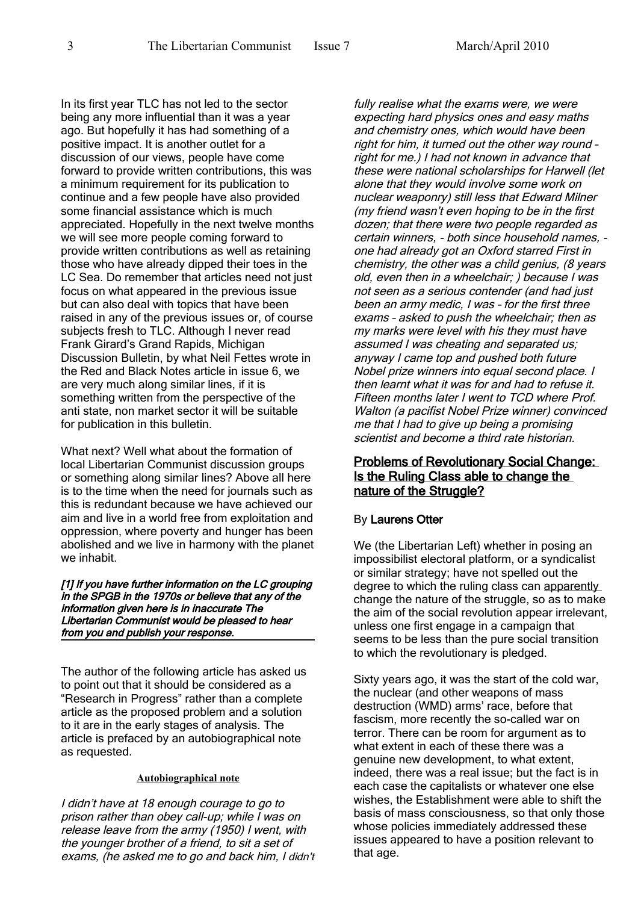In its first year TLC has not led to the sector being any more influential than it was a year ago. But hopefully it has had something of a positive impact. It is another outlet for a discussion of our views, people have come forward to provide written contributions, this was a minimum requirement for its publication to continue and a few people have also provided some financial assistance which is much appreciated. Hopefully in the next twelve months we will see more people coming forward to provide written contributions as well as retaining those who have already dipped their toes in the LC Sea. Do remember that articles need not just focus on what appeared in the previous issue but can also deal with topics that have been raised in any of the previous issues or, of course subjects fresh to TLC. Although I never read Frank Girard's Grand Rapids, Michigan Discussion Bulletin, by what Neil Fettes wrote in the Red and Black Notes article in issue 6, we are very much along similar lines, if it is something written from the perspective of the anti state, non market sector it will be suitable for publication in this bulletin.

What next? Well what about the formation of local Libertarian Communist discussion groups or something along similar lines? Above all here is to the time when the need for journals such as this is redundant because we have achieved our aim and live in a world free from exploitation and oppression, where poverty and hunger has been abolished and we live in harmony with the planet we inhabit.

***[1] If you have further information on the LC grouping in the SPGB in the 1970s or believe that any of the information given here is in inaccurate The Libertarian Communist would be pleased to hear from you and publish your response.***

The author of the following article has asked us to point out that it should be considered as a "Research in Progress" rather than a complete article as the proposed problem and a solution to it are in the early stages of analysis. The article is prefaced by an autobiographical note as requested.

**Autobiographical note**

*I didn't have at 18 enough courage to go to prison rather than obey call-up; while I was on release leave from the army (1950) I went, with the younger brother of a friend, to sit a set of exams, (he asked me to go and back him, I didn't fully realise what the exams were, we were expecting hard physics ones and easy maths and chemistry ones, which would have been right for him, it turned out the other way round – right for me.) I had not known in advance that these were national scholarships for Harwell (let alone that they would involve some work on nuclear weaponry) still less that Edward Milner (my friend wasn't even hoping to be in the first dozen; that there were two people regarded as certain winners, - both since household names, - one had already got an Oxford starred First in chemistry, the other was a child genius, (8 years old, even then in a wheelchair; ) because I was not seen as a serious contender (and had just been an army medic, I was – for the first three exams – asked to push the wheelchair; then as my marks were level with his they must have assumed I was cheating and separated us; anyway I came top and pushed both future Nobel prize winners into equal second place. I then learnt what it was for and had to refuse it. Fifteen months later I went to TCD where Prof. Walton (a pacifist Nobel Prize winner) convinced me that I had to give up being a promising scientist and become a third rate historian.*

## Problems of Revolutionary Social Change: Is the Ruling Class able to change the nature of the Struggle?

By **Laurens Otter**

We (the Libertarian Left) whether in posing an impossibilist electoral platform, or a syndicalist or similar strategy; have not spelled out the degree to which the ruling class can apparently change the nature of the struggle, so as to make the aim of the social revolution appear irrelevant, unless one first engage in a campaign that seems to be less than the pure social transition to which the revolutionary is pledged.

Sixty years ago, it was the start of the cold war, the nuclear (and other weapons of mass destruction (WMD) arms' race, before that fascism, more recently the so-called war on terror. There can be room for argument as to what extent in each of these there was a genuine new development, to what extent, indeed, there was a real issue; but the fact is in each case the capitalists or whatever one else wishes, the Establishment were able to shift the basis of mass consciousness, so that only those whose policies immediately addressed these issues appeared to have a position relevant to that age.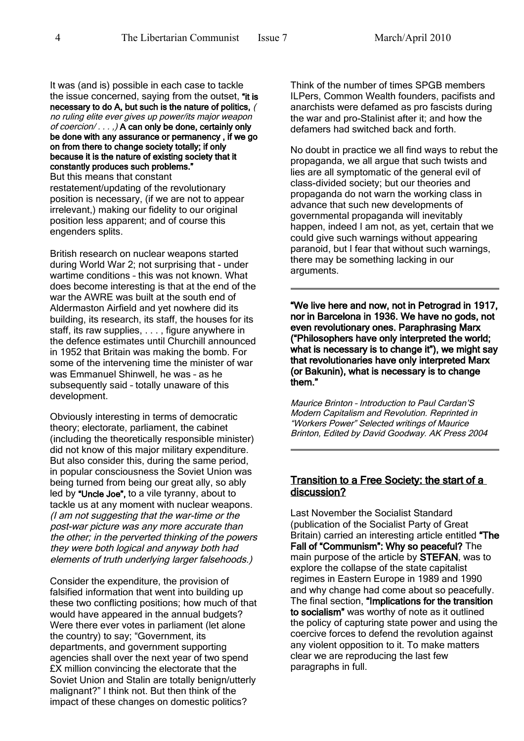It was (and is) possible in each case to tackle the issue concerned, saying from the outset, **"it is necessary to do A, but such is the nature of politics,** *( no ruling elite ever gives up power/its major weapon of coercion/ . . . ,)* **A can only be done, certainly only be done with any assurance or permanency , if we go on from there to change society totally; if only because it is the nature of existing society that it constantly produces such problems."**
But this means that constant restatement/updating of the revolutionary position is necessary, (if we are not to appear irrelevant,) making our fidelity to our original position less apparent; and of course this engenders splits.

British research on nuclear weapons started during World War 2; not surprising that - under wartime conditions – this was not known. What does become interesting is that at the end of the war the AWRE was built at the south end of Aldermaston Airfield and yet nowhere did its building, its research, its staff, the houses for its staff, its raw supplies, . . . , figure anywhere in the defence estimates until Churchill announced in 1952 that Britain was making the bomb. For some of the intervening time the minister of war was Emmanuel Shinwell, he was – as he subsequently said – totally unaware of this development.

Obviously interesting in terms of democratic theory; electorate, parliament, the cabinet (including the theoretically responsible minister) did not know of this major military expenditure. But also consider this, during the same period, in popular consciousness the Soviet Union was being turned from being our great ally, so ably led by **"Uncle Joe",** to a vile tyranny, about to tackle us at any moment with nuclear weapons. *(I am not suggesting that the war-time or the post-war picture was any more accurate than the other; in the perverted thinking of the powers they were both logical and anyway both had elements of truth underlying larger falsehoods.)*

Consider the expenditure, the provision of falsified information that went into building up these two conflicting positions; how much of that would have appeared in the annual budgets? Were there ever votes in parliament (let alone the country) to say; "Government, its departments, and government supporting agencies shall over the next year of two spend £X million convincing the electorate that the Soviet Union and Stalin are totally benign/utterly malignant?" I think not. But then think of the impact of these changes on domestic politics?

Think of the number of times SPGB members ILPers, Common Wealth founders, pacifists and anarchists were defamed as pro fascists during the war and pro-Stalinist after it; and how the defamers had switched back and forth.

No doubt in practice we all find ways to rebut the propaganda, we all argue that such twists and lies are all symptomatic of the general evil of class-divided society; but our theories and propaganda do not warn the working class in advance that such new developments of governmental propaganda will inevitably happen, indeed I am not, as yet, certain that we could give such warnings without appearing paranoid, but I fear that without such warnings, there may be something lacking in our arguments.

---

**"We live here and now, not in Petrograd in 1917, nor in Barcelona in 1936. We have no gods, not even revolutionary ones. Paraphrasing Marx ("Philosophers have only interpreted the world; what is necessary is to change it"), we might say that revolutionaries have only interpreted Marx (or Bakunin), what is necessary is to change them."**

*Maurice Brinton – Introduction to Paul Cardan'S Modern Capitalism and Revolution. Reprinted in "Workers Power" Selected writings of Maurice Brinton, Edited by David Goodway. AK Press 2004*

---

## Transition to a Free Society: the start of a discussion?

Last November the Socialist Standard (publication of the Socialist Party of Great Britain) carried an interesting article entitled **"The Fall of "Communism": Why so peaceful?** The main purpose of the article by **STEFAN**, was to explore the collapse of the state capitalist regimes in Eastern Europe in 1989 and 1990 and why change had come about so peacefully. The final section, **"Implications for the transition to socialism"** was worthy of note as it outlined the policy of capturing state power and using the coercive forces to defend the revolution against any violent opposition to it. To make matters clear we are reproducing the last few paragraphs in full.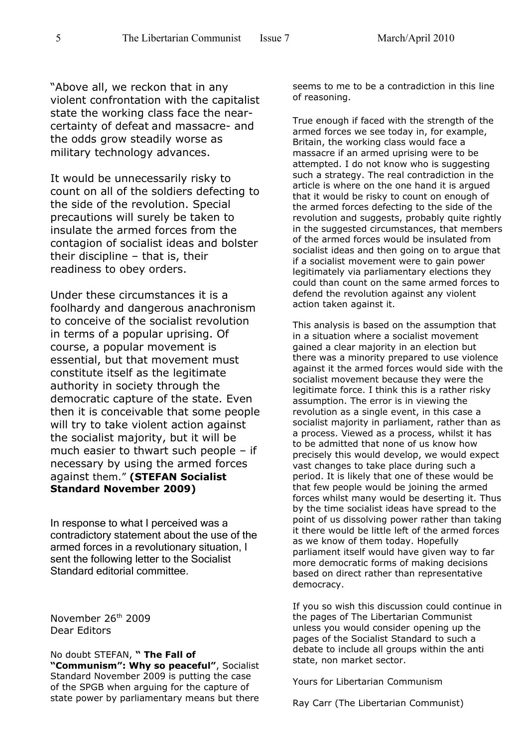"Above all, we reckon that in any violent confrontation with the capitalist state the working class face the near-certainty of defeat and massacre- and the odds grow steadily worse as military technology advances.

It would be unnecessarily risky to count on all of the soldiers defecting to the side of the revolution. Special precautions will surely be taken to insulate the armed forces from the contagion of socialist ideas and bolster their discipline – that is, their readiness to obey orders.

Under these circumstances it is a foolhardy and dangerous anachronism to conceive of the socialist revolution in terms of a popular uprising. Of course, a popular movement is essential, but that movement must constitute itself as the legitimate authority in society through the democratic capture of the state. Even then it is conceivable that some people will try to take violent action against the socialist majority, but it will be much easier to thwart such people – if necessary by using the armed forces against them." **(STEFAN Socialist Standard November 2009)**

In response to what I perceived was a contradictory statement about the use of the armed forces in a revolutionary situation, I sent the following letter to the Socialist Standard editorial committee.

November 26th 2009
Dear Editors

No doubt STEFAN, **" The Fall of "Communism": Why so peaceful"**, Socialist Standard November 2009 is putting the case of the SPGB when arguing for the capture of state power by parliamentary means but there seems to me to be a contradiction in this line of reasoning.

True enough if faced with the strength of the armed forces we see today in, for example, Britain, the working class would face a massacre if an armed uprising were to be attempted. I do not know who is suggesting such a strategy. The real contradiction in the article is where on the one hand it is argued that it would be risky to count on enough of the armed forces defecting to the side of the revolution and suggests, probably quite rightly in the suggested circumstances, that members of the armed forces would be insulated from socialist ideas and then going on to argue that if a socialist movement were to gain power legitimately via parliamentary elections they could than count on the same armed forces to defend the revolution against any violent action taken against it.

This analysis is based on the assumption that in a situation where a socialist movement gained a clear majority in an election but there was a minority prepared to use violence against it the armed forces would side with the socialist movement because they were the legitimate force. I think this is a rather risky assumption. The error is in viewing the revolution as a single event, in this case a socialist majority in parliament, rather than as a process. Viewed as a process, whilst it has to be admitted that none of us know how precisely this would develop, we would expect vast changes to take place during such a period. It is likely that one of these would be that few people would be joining the armed forces whilst many would be deserting it. Thus by the time socialist ideas have spread to the point of us dissolving power rather than taking it there would be little left of the armed forces as we know of them today. Hopefully parliament itself would have given way to far more democratic forms of making decisions based on direct rather than representative democracy.

If you so wish this discussion could continue in the pages of The Libertarian Communist unless you would consider opening up the pages of the Socialist Standard to such a debate to include all groups within the anti state, non market sector.

Yours for Libertarian Communism

Ray Carr (The Libertarian Communist)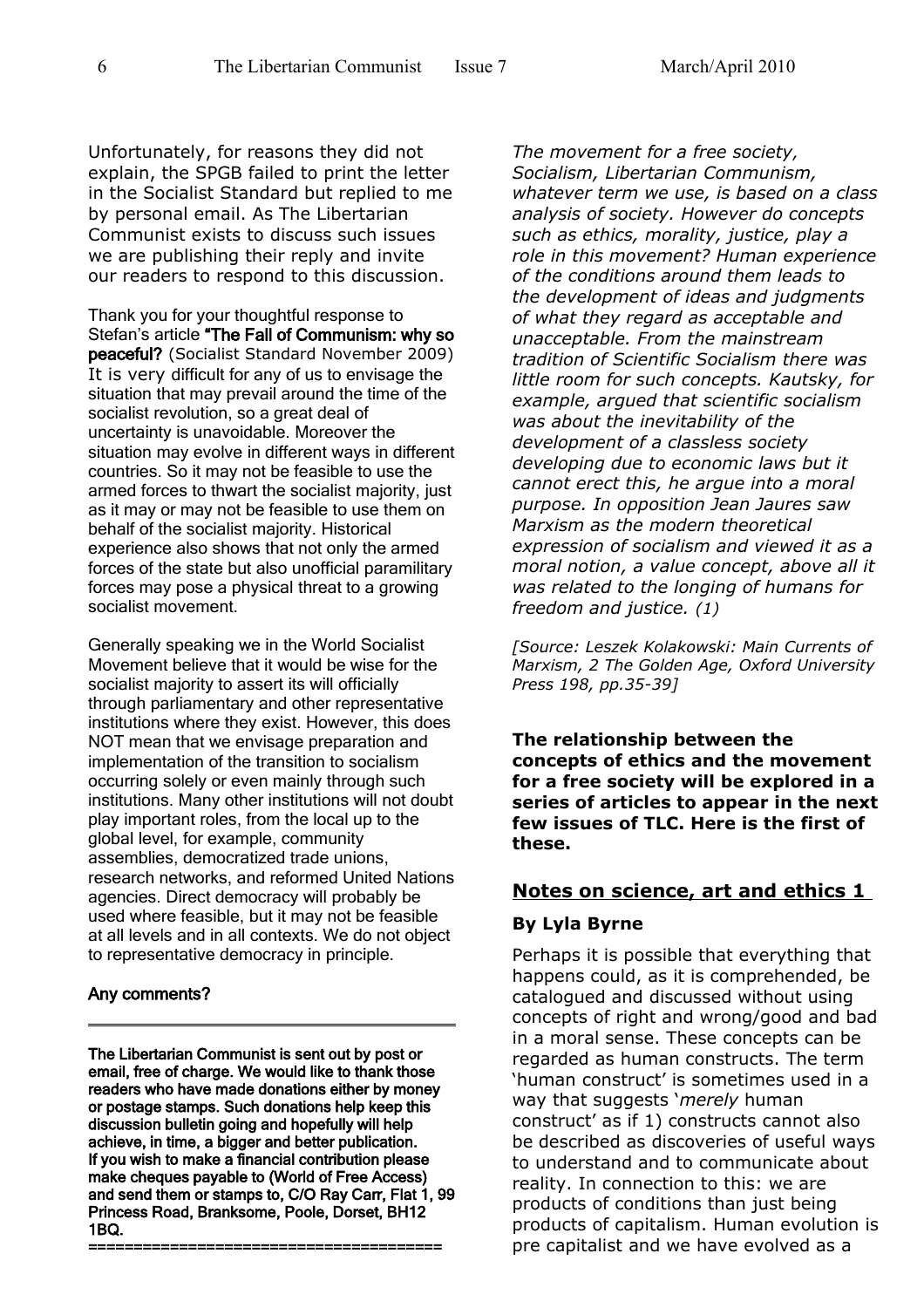Unfortunately, for reasons they did not explain, the SPGB failed to print the letter in the Socialist Standard but replied to me by personal email. As The Libertarian Communist exists to discuss such issues we are publishing their reply and invite our readers to respond to this discussion.

Thank you for your thoughtful response to Stefan's article **"The Fall of Communism: why so peaceful?** (Socialist Standard November 2009) It is very difficult for any of us to envisage the situation that may prevail around the time of the socialist revolution, so a great deal of uncertainty is unavoidable. Moreover the situation may evolve in different ways in different countries. So it may not be feasible to use the armed forces to thwart the socialist majority, just as it may or may not be feasible to use them on behalf of the socialist majority. Historical experience also shows that not only the armed forces of the state but also unofficial paramilitary forces may pose a physical threat to a growing socialist movement.

Generally speaking we in the World Socialist Movement believe that it would be wise for the socialist majority to assert its will officially through parliamentary and other representative institutions where they exist. However, this does NOT mean that we envisage preparation and implementation of the transition to socialism occurring solely or even mainly through such institutions. Many other institutions will not doubt play important roles, from the local up to the global level, for example, community assemblies, democratized trade unions, research networks, and reformed United Nations agencies. Direct democracy will probably be used where feasible, but it may not be feasible at all levels and in all contexts. We do not object to representative democracy in principle.

**Any comments?**

---

**The Libertarian Communist is sent out by post or email, free of charge. We would like to thank those readers who have made donations either by money or postage stamps. Such donations help keep this discussion bulletin going and hopefully will help achieve, in time, a bigger and better publication. If you wish to make a financial contribution please make cheques payable to (World of Free Access) and send them or stamps to, C/O Ray Carr, Flat 1, 99 Princess Road, Branksome, Poole, Dorset, BH12 1BQ.**

======================================

*The movement for a free society, Socialism, Libertarian Communism, whatever term we use, is based on a class analysis of society. However do concepts such as ethics, morality, justice, play a role in this movement? Human experience of the conditions around them leads to the development of ideas and judgments of what they regard as acceptable and unacceptable. From the mainstream tradition of Scientific Socialism there was little room for such concepts. Kautsky, for example, argued that scientific socialism was about the inevitability of the development of a classless society developing due to economic laws but it cannot erect this, he argue into a moral purpose. In opposition Jean Jaures saw Marxism as the modern theoretical expression of socialism and viewed it as a moral notion, a value concept, above all it was related to the longing of humans for freedom and justice. (1)*

*[Source: Leszek Kolakowski: Main Currents of Marxism, 2 The Golden Age, Oxford University Press 198, pp.35-39]*

**The relationship between the concepts of ethics and the movement for a free society will be explored in a series of articles to appear in the next few issues of TLC. Here is the first of these.**

## Notes on science, art and ethics 1

### By Lyla Byrne

Perhaps it is possible that everything that happens could, as it is comprehended, be catalogued and discussed without using concepts of right and wrong/good and bad in a moral sense. These concepts can be regarded as human constructs. The term 'human construct' is sometimes used in a way that suggests '*merely* human construct' as if 1) constructs cannot also be described as discoveries of useful ways to understand and to communicate about reality. In connection to this: we are products of conditions than just being products of capitalism. Human evolution is pre capitalist and we have evolved as a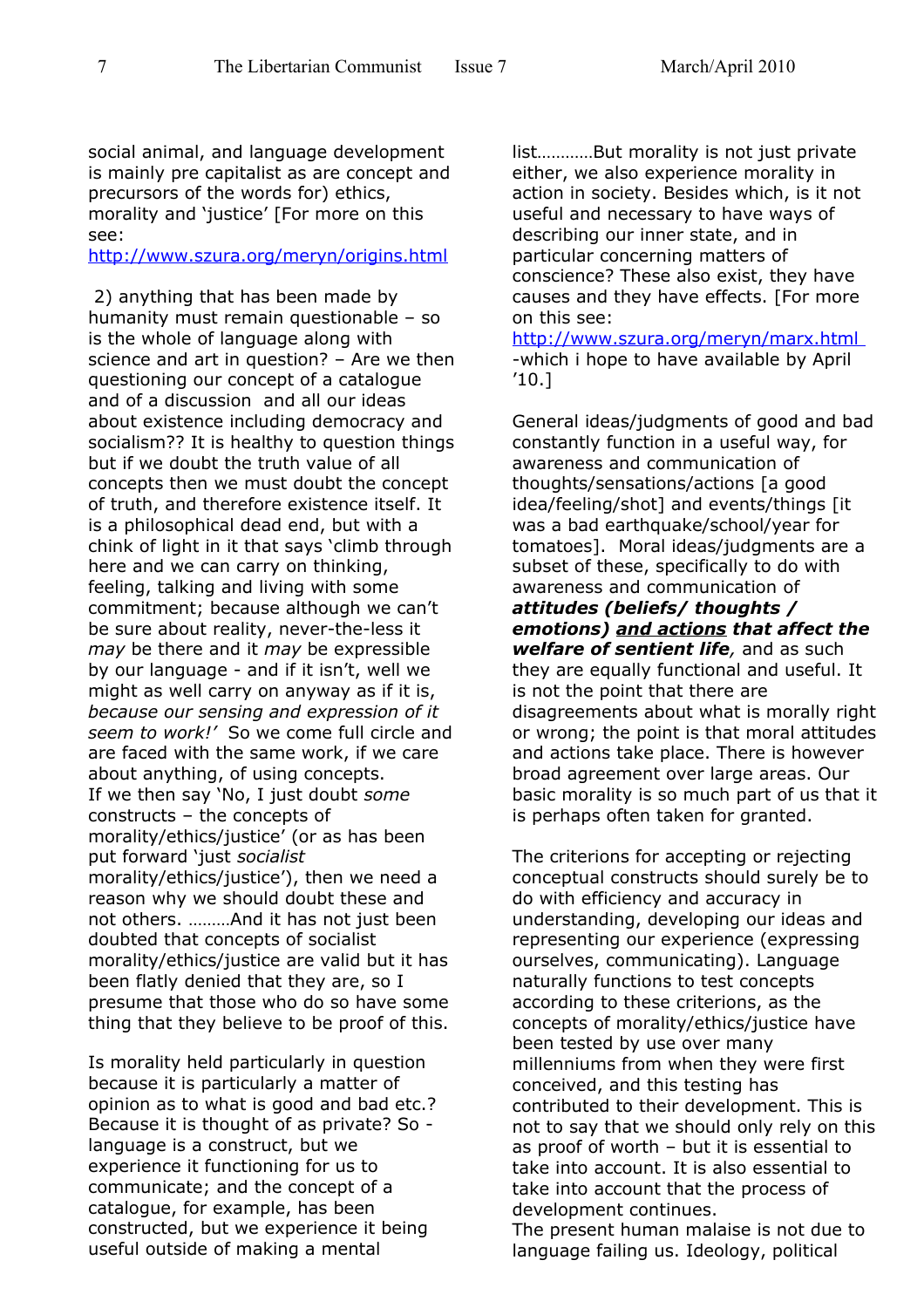social animal, and language development is mainly pre capitalist as are concept and precursors of the words for) ethics, morality and 'justice' [For more on this see:
http://www.szura.org/meryn/origins.html

2) anything that has been made by humanity must remain questionable – so is the whole of language along with science and art in question? – Are we then questioning our concept of a catalogue and of a discussion and all our ideas about existence including democracy and socialism?? It is healthy to question things but if we doubt the truth value of all concepts then we must doubt the concept of truth, and therefore existence itself. It is a philosophical dead end, but with a chink of light in it that says 'climb through here and we can carry on thinking, feeling, talking and living with some commitment; because although we can't be sure about reality, never-the-less it *may* be there and it *may* be expressible by our language - and if it isn't, well we might as well carry on anyway as if it is, *because our sensing and expression of it seem to work!'* So we come full circle and are faced with the same work, if we care about anything, of using concepts.
If we then say 'No, I just doubt *some* constructs – the concepts of morality/ethics/justice' (or as has been put forward 'just *socialist* morality/ethics/justice'), then we need a reason why we should doubt these and not others. ………And it has not just been doubted that concepts of socialist morality/ethics/justice are valid but it has been flatly denied that they are, so I presume that those who do so have some thing that they believe to be proof of this.

Is morality held particularly in question because it is particularly a matter of opinion as to what is good and bad etc.? Because it is thought of as private? So - language is a construct, but we experience it functioning for us to communicate; and the concept of a catalogue, for example, has been constructed, but we experience it being useful outside of making a mental list…………But morality is not just private either, we also experience morality in action in society. Besides which, is it not useful and necessary to have ways of describing our inner state, and in particular concerning matters of conscience? These also exist, they have causes and they have effects. [For more on this see:
http://www.szura.org/meryn/marx.html
-which i hope to have available by April '10.]

General ideas/judgments of good and bad constantly function in a useful way, for awareness and communication of thoughts/sensations/actions [a good idea/feeling/shot] and events/things [it was a bad earthquake/school/year for tomatoes]. Moral ideas/judgments are a subset of these, specifically to do with awareness and communication of ***attitudes (beliefs/ thoughts / emotions) <u>and actions</u> that affect the welfare of sentient life****,* and as such they are equally functional and useful. It is not the point that there are disagreements about what is morally right or wrong; the point is that moral attitudes and actions take place. There is however broad agreement over large areas. Our basic morality is so much part of us that it is perhaps often taken for granted.

The criterions for accepting or rejecting conceptual constructs should surely be to do with efficiency and accuracy in understanding, developing our ideas and representing our experience (expressing ourselves, communicating). Language naturally functions to test concepts according to these criterions, as the concepts of morality/ethics/justice have been tested by use over many millenniums from when they were first conceived, and this testing has contributed to their development. This is not to say that we should only rely on this as proof of worth – but it is essential to take into account. It is also essential to take into account that the process of development continues.
The present human malaise is not due to language failing us. Ideology, political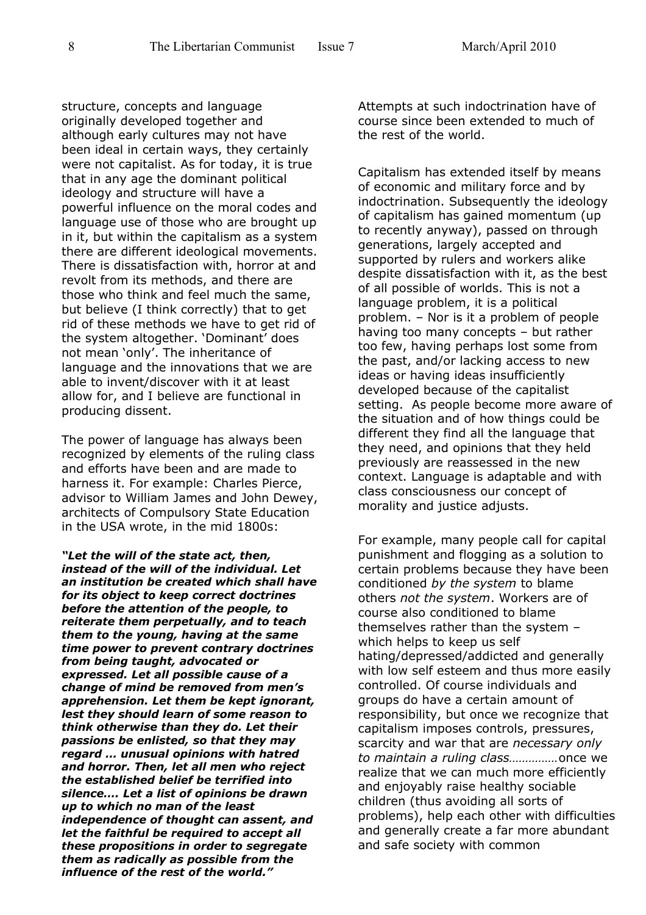structure, concepts and language originally developed together and although early cultures may not have been ideal in certain ways, they certainly were not capitalist. As for today, it is true that in any age the dominant political ideology and structure will have a powerful influence on the moral codes and language use of those who are brought up in it, but within the capitalism as a system there are different ideological movements. There is dissatisfaction with, horror at and revolt from its methods, and there are those who think and feel much the same, but believe (I think correctly) that to get rid of these methods we have to get rid of the system altogether. 'Dominant' does not mean 'only'. The inheritance of language and the innovations that we are able to invent/discover with it at least allow for, and I believe are functional in producing dissent.

The power of language has always been recognized by elements of the ruling class and efforts have been and are made to harness it. For example: Charles Pierce, advisor to William James and John Dewey, architects of Compulsory State Education in the USA wrote, in the mid 1800s:

***"Let the will of the state act, then, instead of the will of the individual. Let an institution be created which shall have for its object to keep correct doctrines before the attention of the people, to reiterate them perpetually, and to teach them to the young, having at the same time power to prevent contrary doctrines from being taught, advocated or expressed. Let all possible cause of a change of mind be removed from men's apprehension. Let them be kept ignorant, lest they should learn of some reason to think otherwise than they do. Let their passions be enlisted, so that they may regard … unusual opinions with hatred and horror. Then, let all men who reject the established belief be terrified into silence…. Let a list of opinions be drawn up to which no man of the least independence of thought can assent, and let the faithful be required to accept all these propositions in order to segregate them as radically as possible from the influence of the rest of the world."***

Attempts at such indoctrination have of course since been extended to much of the rest of the world.

Capitalism has extended itself by means of economic and military force and by indoctrination. Subsequently the ideology of capitalism has gained momentum (up to recently anyway), passed on through generations, largely accepted and supported by rulers and workers alike despite dissatisfaction with it, as the best of all possible of worlds. This is not a language problem, it is a political problem. – Nor is it a problem of people having too many concepts – but rather too few, having perhaps lost some from the past, and/or lacking access to new ideas or having ideas insufficiently developed because of the capitalist setting. As people become more aware of the situation and of how things could be different they find all the language that they need, and opinions that they held previously are reassessed in the new context. Language is adaptable and with class consciousness our concept of morality and justice adjusts.

For example, many people call for capital punishment and flogging as a solution to certain problems because they have been conditioned *by the system* to blame others *not the system*. Workers are of course also conditioned to blame themselves rather than the system – which helps to keep us self hating/depressed/addicted and generally with low self esteem and thus more easily controlled. Of course individuals and groups do have a certain amount of responsibility, but once we recognize that capitalism imposes controls, pressures, scarcity and war that are *necessary only to maintain a ruling class*……………once we realize that we can much more efficiently and enjoyably raise healthy sociable children (thus avoiding all sorts of problems), help each other with difficulties and generally create a far more abundant and safe society with common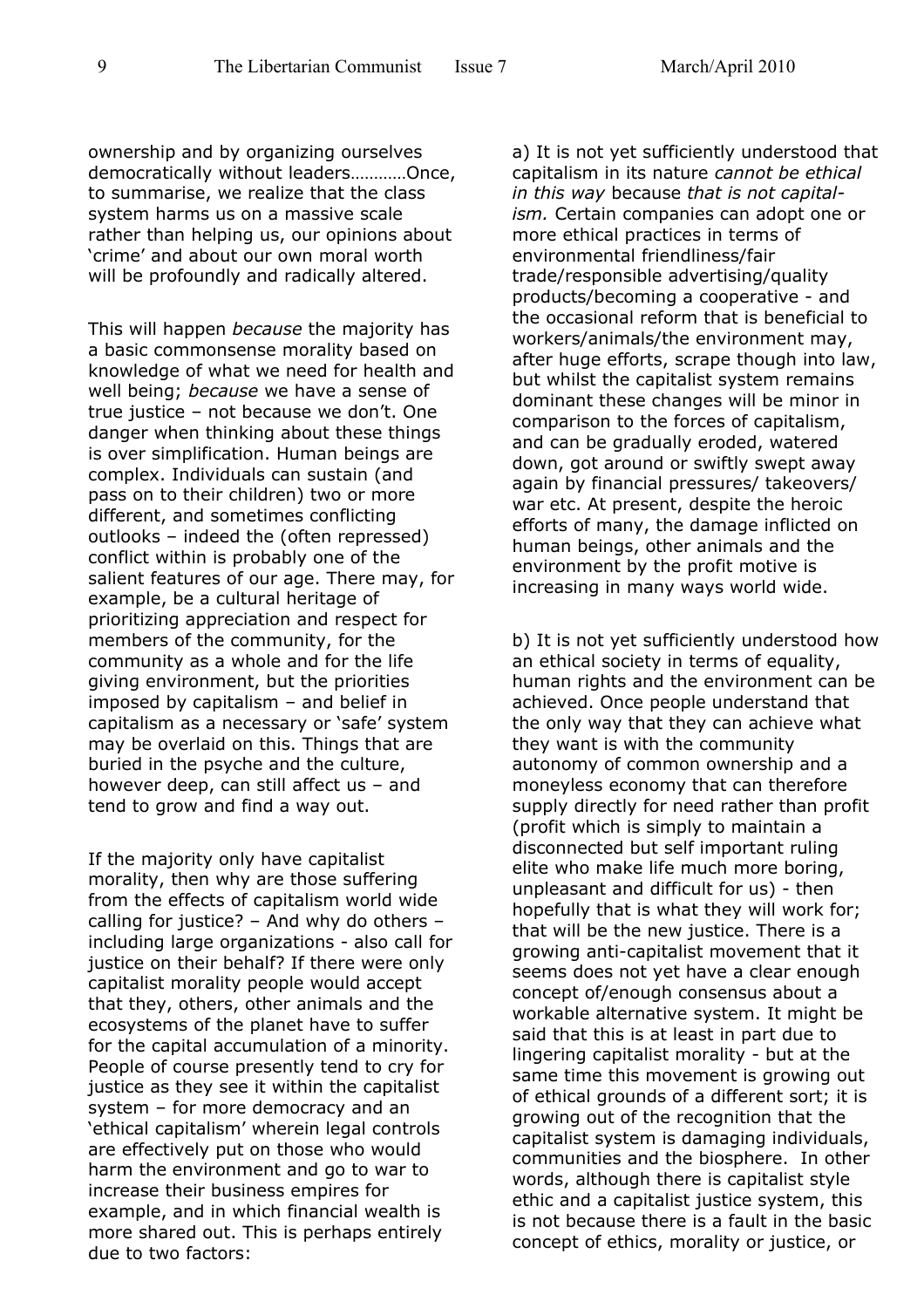ownership and by organizing ourselves democratically without leaders…………Once, to summarise, we realize that the class system harms us on a massive scale rather than helping us, our opinions about 'crime' and about our own moral worth will be profoundly and radically altered.

This will happen *because* the majority has a basic commonsense morality based on knowledge of what we need for health and well being; *because* we have a sense of true justice – not because we don't. One danger when thinking about these things is over simplification. Human beings are complex. Individuals can sustain (and pass on to their children) two or more different, and sometimes conflicting outlooks – indeed the (often repressed) conflict within is probably one of the salient features of our age. There may, for example, be a cultural heritage of prioritizing appreciation and respect for members of the community, for the community as a whole and for the life giving environment, but the priorities imposed by capitalism – and belief in capitalism as a necessary or 'safe' system may be overlaid on this. Things that are buried in the psyche and the culture, however deep, can still affect us – and tend to grow and find a way out.

If the majority only have capitalist morality, then why are those suffering from the effects of capitalism world wide calling for justice? – And why do others – including large organizations - also call for justice on their behalf? If there were only capitalist morality people would accept that they, others, other animals and the ecosystems of the planet have to suffer for the capital accumulation of a minority. People of course presently tend to cry for justice as they see it within the capitalist system – for more democracy and an 'ethical capitalism' wherein legal controls are effectively put on those who would harm the environment and go to war to increase their business empires for example, and in which financial wealth is more shared out. This is perhaps entirely due to two factors:

a) It is not yet sufficiently understood that capitalism in its nature *cannot be ethical in this way* because *that is not capitalism.* Certain companies can adopt one or more ethical practices in terms of environmental friendliness/fair trade/responsible advertising/quality products/becoming a cooperative - and the occasional reform that is beneficial to workers/animals/the environment may, after huge efforts, scrape though into law, but whilst the capitalist system remains dominant these changes will be minor in comparison to the forces of capitalism, and can be gradually eroded, watered down, got around or swiftly swept away again by financial pressures/ takeovers/ war etc. At present, despite the heroic efforts of many, the damage inflicted on human beings, other animals and the environment by the profit motive is increasing in many ways world wide.

b) It is not yet sufficiently understood how an ethical society in terms of equality, human rights and the environment can be achieved. Once people understand that the only way that they can achieve what they want is with the community autonomy of common ownership and a moneyless economy that can therefore supply directly for need rather than profit (profit which is simply to maintain a disconnected but self important ruling elite who make life much more boring, unpleasant and difficult for us) - then hopefully that is what they will work for; that will be the new justice. There is a growing anti-capitalist movement that it seems does not yet have a clear enough concept of/enough consensus about a workable alternative system. It might be said that this is at least in part due to lingering capitalist morality - but at the same time this movement is growing out of ethical grounds of a different sort; it is growing out of the recognition that the capitalist system is damaging individuals, communities and the biosphere. In other words, although there is capitalist style ethic and a capitalist justice system, this is not because there is a fault in the basic concept of ethics, morality or justice, or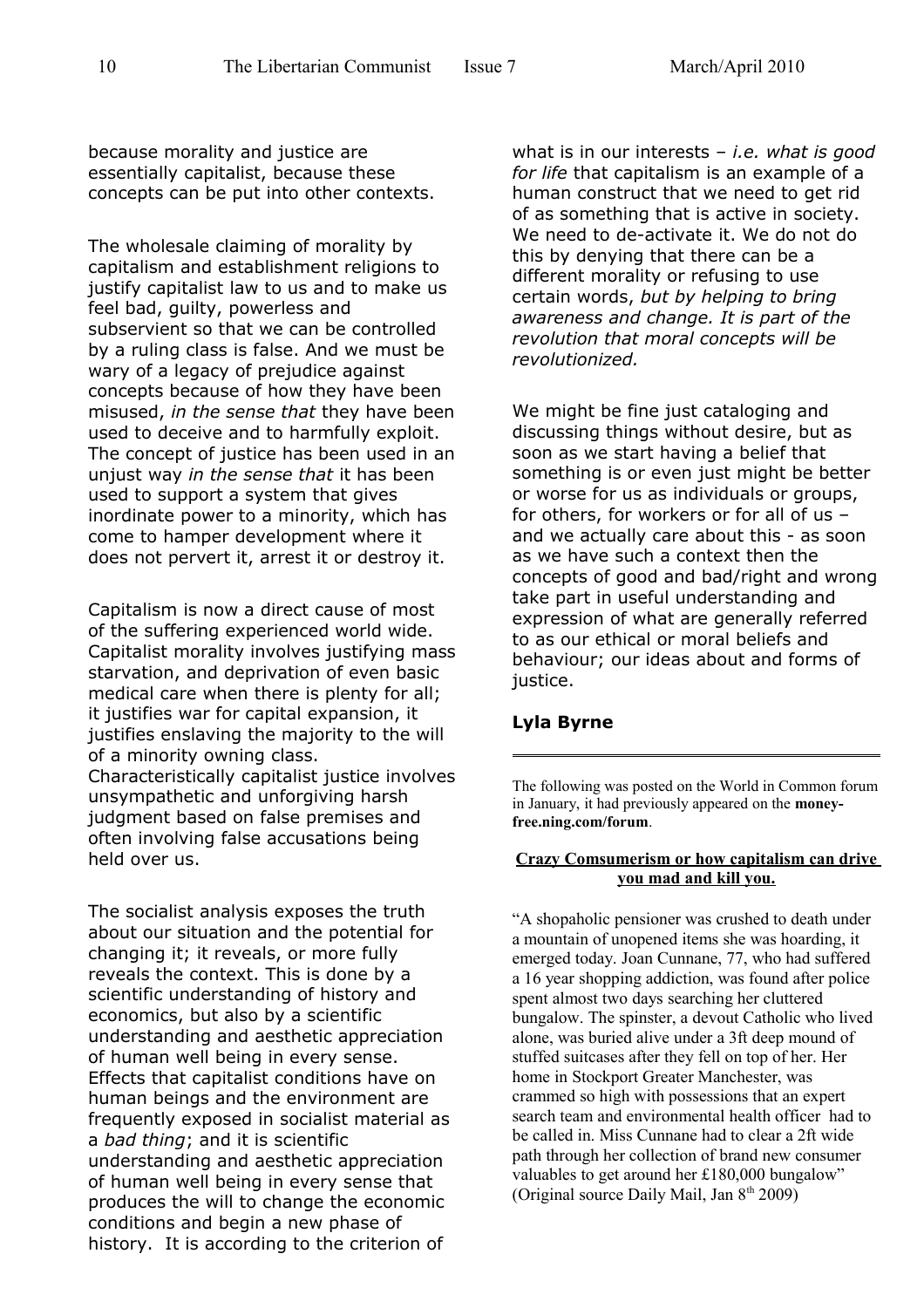because morality and justice are essentially capitalist, because these concepts can be put into other contexts.

The wholesale claiming of morality by capitalism and establishment religions to justify capitalist law to us and to make us feel bad, guilty, powerless and subservient so that we can be controlled by a ruling class is false. And we must be wary of a legacy of prejudice against concepts because of how they have been misused, *in the sense that* they have been used to deceive and to harmfully exploit. The concept of justice has been used in an unjust way *in the sense that* it has been used to support a system that gives inordinate power to a minority, which has come to hamper development where it does not pervert it, arrest it or destroy it.

Capitalism is now a direct cause of most of the suffering experienced world wide. Capitalist morality involves justifying mass starvation, and deprivation of even basic medical care when there is plenty for all; it justifies war for capital expansion, it justifies enslaving the majority to the will of a minority owning class. Characteristically capitalist justice involves unsympathetic and unforgiving harsh judgment based on false premises and often involving false accusations being held over us.

The socialist analysis exposes the truth about our situation and the potential for changing it; it reveals, or more fully reveals the context. This is done by a scientific understanding of history and economics, but also by a scientific understanding and aesthetic appreciation of human well being in every sense. Effects that capitalist conditions have on human beings and the environment are frequently exposed in socialist material as a *bad thing*; and it is scientific understanding and aesthetic appreciation of human well being in every sense that produces the will to change the economic conditions and begin a new phase of history. It is according to the criterion of what is in our interests – *i.e. what is good for life* that capitalism is an example of a human construct that we need to get rid of as something that is active in society. We need to de-activate it. We do not do this by denying that there can be a different morality or refusing to use certain words, *but by helping to bring awareness and change. It is part of the revolution that moral concepts will be revolutionized.*

We might be fine just cataloging and discussing things without desire, but as soon as we start having a belief that something is or even just might be better or worse for us as individuals or groups, for others, for workers or for all of us – and we actually care about this - as soon as we have such a context then the concepts of good and bad/right and wrong take part in useful understanding and expression of what are generally referred to as our ethical or moral beliefs and behaviour; our ideas about and forms of justice.

**Lyla Byrne**

---

The following was posted on the World in Common forum in January, it had previously appeared on the **money-free.ning.com/forum**.

**Crazy Comsumerism or how capitalism can drive you mad and kill you.**

"A shopaholic pensioner was crushed to death under a mountain of unopened items she was hoarding, it emerged today. Joan Cunnane, 77, who had suffered a 16 year shopping addiction, was found after police spent almost two days searching her cluttered bungalow. The spinster, a devout Catholic who lived alone, was buried alive under a 3ft deep mound of stuffed suitcases after they fell on top of her. Her home in Stockport Greater Manchester, was crammed so high with possessions that an expert search team and environmental health officer had to be called in. Miss Cunnane had to clear a 2ft wide path through her collection of brand new consumer valuables to get around her £180,000 bungalow" (Original source Daily Mail, Jan 8th 2009)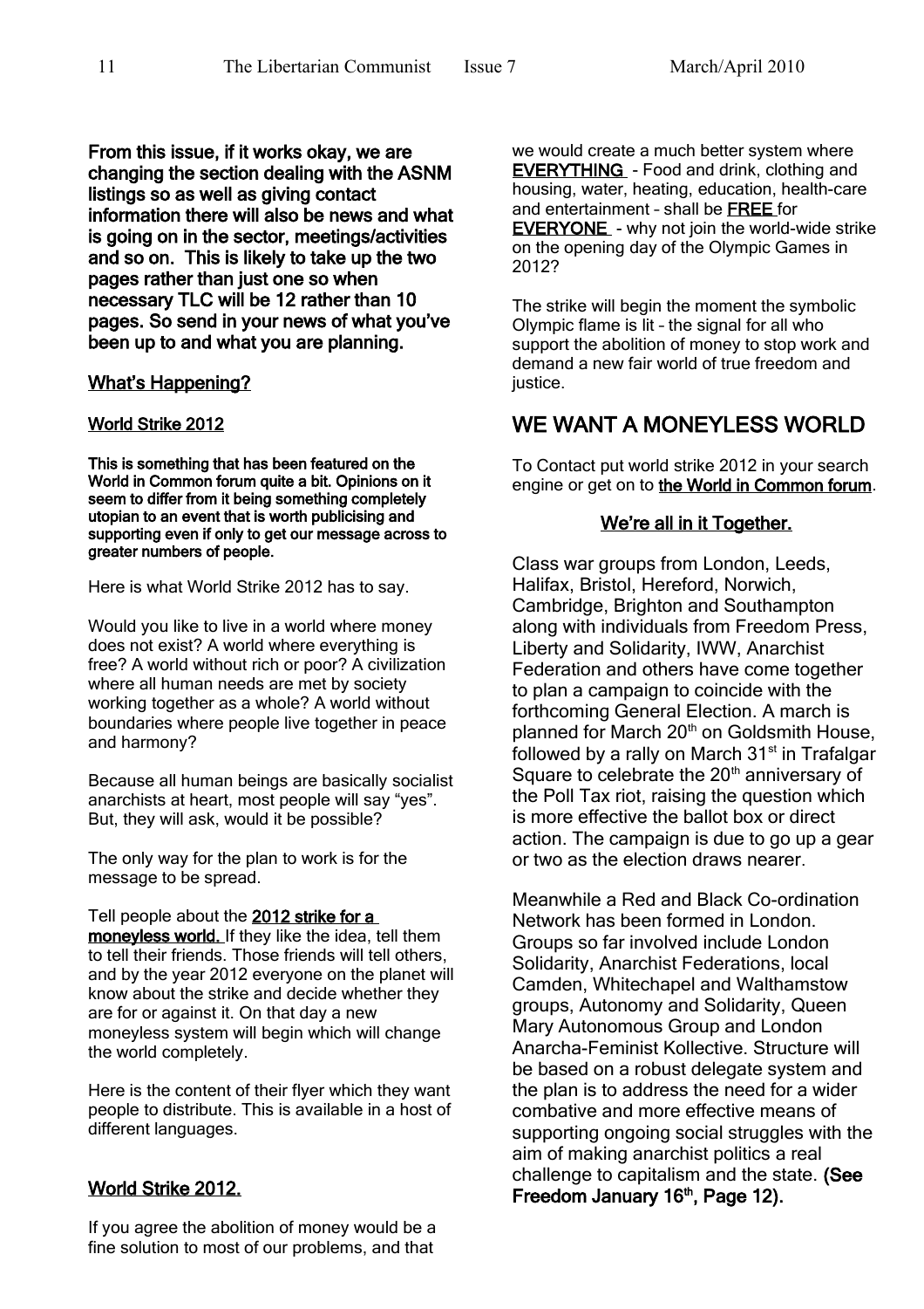**From this issue, if it works okay, we are changing the section dealing with the ASNM listings so as well as giving contact information there will also be news and what is going on in the sector, meetings/activities and so on. This is likely to take up the two pages rather than just one so when necessary TLC will be 12 rather than 10 pages. So send in your news of what you've been up to and what you are planning.**

## What's Happening?

### World Strike 2012

**This is something that has been featured on the World in Common forum quite a bit. Opinions on it seem to differ from it being something completely utopian to an event that is worth publicising and supporting even if only to get our message across to greater numbers of people.**

Here is what World Strike 2012 has to say.

Would you like to live in a world where money does not exist? A world where everything is free? A world without rich or poor? A civilization where all human needs are met by society working together as a whole? A world without boundaries where people live together in peace and harmony?

Because all human beings are basically socialist anarchists at heart, most people will say "yes". But, they will ask, would it be possible?

The only way for the plan to work is for the message to be spread.

Tell people about the **2012 strike for a moneyless world.** If they like the idea, tell them to tell their friends. Those friends will tell others, and by the year 2012 everyone on the planet will know about the strike and decide whether they are for or against it. On that day a new moneyless system will begin which will change the world completely.

Here is the content of their flyer which they want people to distribute. This is available in a host of different languages.

### World Strike 2012.

If you agree the abolition of money would be a fine solution to most of our problems, and that we would create a much better system where **EVERYTHING** - Food and drink, clothing and housing, water, heating, education, health-care and entertainment – shall be **FREE** for **EVERYONE** - why not join the world-wide strike on the opening day of the Olympic Games in 2012?

The strike will begin the moment the symbolic Olympic flame is lit – the signal for all who support the abolition of money to stop work and demand a new fair world of true freedom and justice.

## WE WANT A MONEYLESS WORLD

To Contact put world strike 2012 in your search engine or get on to **the World in Common forum**.

### We're all in it Together.

Class war groups from London, Leeds, Halifax, Bristol, Hereford, Norwich, Cambridge, Brighton and Southampton along with individuals from Freedom Press, Liberty and Solidarity, IWW, Anarchist Federation and others have come together to plan a campaign to coincide with the forthcoming General Election. A march is planned for March 20th on Goldsmith House, followed by a rally on March 31st in Trafalgar Square to celebrate the 20th anniversary of the Poll Tax riot, raising the question which is more effective the ballot box or direct action. The campaign is due to go up a gear or two as the election draws nearer.

Meanwhile a Red and Black Co-ordination Network has been formed in London. Groups so far involved include London Solidarity, Anarchist Federations, local Camden, Whitechapel and Walthamstow groups, Autonomy and Solidarity, Queen Mary Autonomous Group and London Anarcha-Feminist Kollective. Structure will be based on a robust delegate system and the plan is to address the need for a wider combative and more effective means of supporting ongoing social struggles with the aim of making anarchist politics a real challenge to capitalism and the state. **(See Freedom January 16th, Page 12).**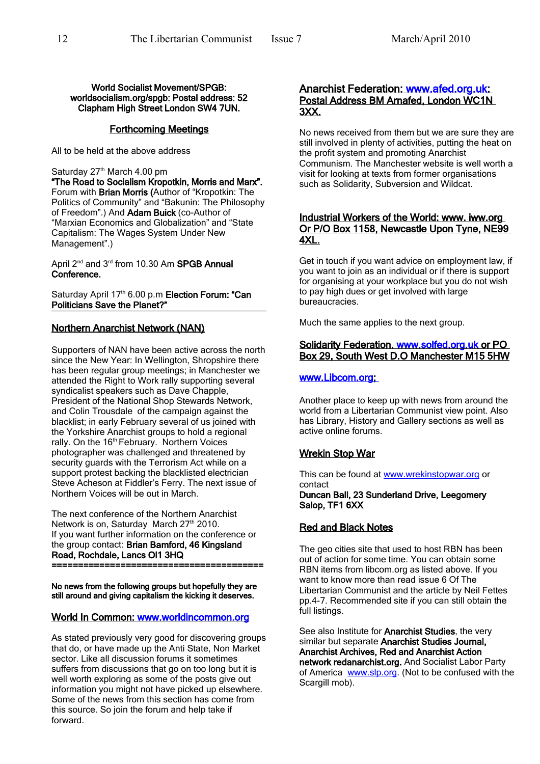**World Socialist Movement/SPGB: worldsocialism.org/spgb: Postal address: 52 Clapham High Street London SW4 7UN.**

## Forthcoming Meetings

All to be held at the above address

Saturday 27th March 4.00 pm
**"The Road to Socialism Kropotkin, Morris and Marx".** Forum with **Brian Morris (**Author of "Kropotkin: The Politics of Community" and "Bakunin: The Philosophy of Freedom".) And **Adam Buick** (co-Author of "Marxian Economics and Globalization" and "State Capitalism: The Wages System Under New Management".)

April 2nd and 3rd from 10.30 Am **SPGB Annual Conference.**

Saturday April 17th 6.00 p.m **Election Forum: "Can Politicians Save the Planet?"**

## Northern Anarchist Network (NAN)

Supporters of NAN have been active across the north since the New Year: In Wellington, Shropshire there has been regular group meetings; in Manchester we attended the Right to Work rally supporting several syndicalist speakers such as Dave Chapple, President of the National Shop Stewards Network, and Colin Trousdale of the campaign against the blacklist; in early February several of us joined with the Yorkshire Anarchist groups to hold a regional rally. On the 16th February. Northern Voices photographer was challenged and threatened by security guards with the Terrorism Act while on a support protest backing the blacklisted electrician Steve Acheson at Fiddler's Ferry. The next issue of Northern Voices will be out in March.

The next conference of the Northern Anarchist Network is on, Saturday March 27th 2010.
If you want further information on the conference or the group contact: **Brian Bamford, 46 Kingsland Road, Rochdale, Lancs Ol1 3HQ**

========================================

**No news from the following groups but hopefully they are still around and giving capitalism the kicking it deserves.**

## World In Common: www.worldincommon.org

As stated previously very good for discovering groups that do, or have made up the Anti State, Non Market sector. Like all discussion forums it sometimes suffers from discussions that go on too long but it is well worth exploring as some of the posts give out information you might not have picked up elsewhere. Some of the news from this section has come from this source. So join the forum and help take if forward.

## Anarchist Federation: www.afed.org.uk; Postal Address BM Arnafed, London WC1N 3XX.

No news received from them but we are sure they are still involved in plenty of activities, putting the heat on the profit system and promoting Anarchist Communism. The Manchester website is well worth a visit for looking at texts from former organisations such as Solidarity, Subversion and Wildcat.

## Industrial Workers of the World: www. iww.org Or P/O Box 1158, Newcastle Upon Tyne, NE99 4XL.

Get in touch if you want advice on employment law, if you want to join as an individual or if there is support for organising at your workplace but you do not wish to pay high dues or get involved with large bureaucracies.

Much the same applies to the next group.

## Solidarity Federation. www.solfed.org.uk or PO Box 29, South West D.O Manchester M15 5HW

## www.Libcom.org;

Another place to keep up with news from around the world from a Libertarian Communist view point. Also has Library, History and Gallery sections as well as active online forums.

## Wrekin Stop War

This can be found at www.wrekinstopwar.org or contact
**Duncan Ball, 23 Sunderland Drive, Leegomery Salop, TF1 6XX**

## Red and Black Notes

The geo cities site that used to host RBN has been out of action for some time. You can obtain some RBN items from libcom.org as listed above. If you want to know more than read issue 6 Of The Libertarian Communist and the article by Neil Fettes pp.4-7. Recommended site if you can still obtain the full listings.

See also Institute for **Anarchist Studies**, the very similar but separate **Anarchist Studies Journal, Anarchist Archives, Red and Anarchist Action network redanarchist.org.** And Socialist Labor Party of America www.slp.org. (Not to be confused with the Scargill mob).